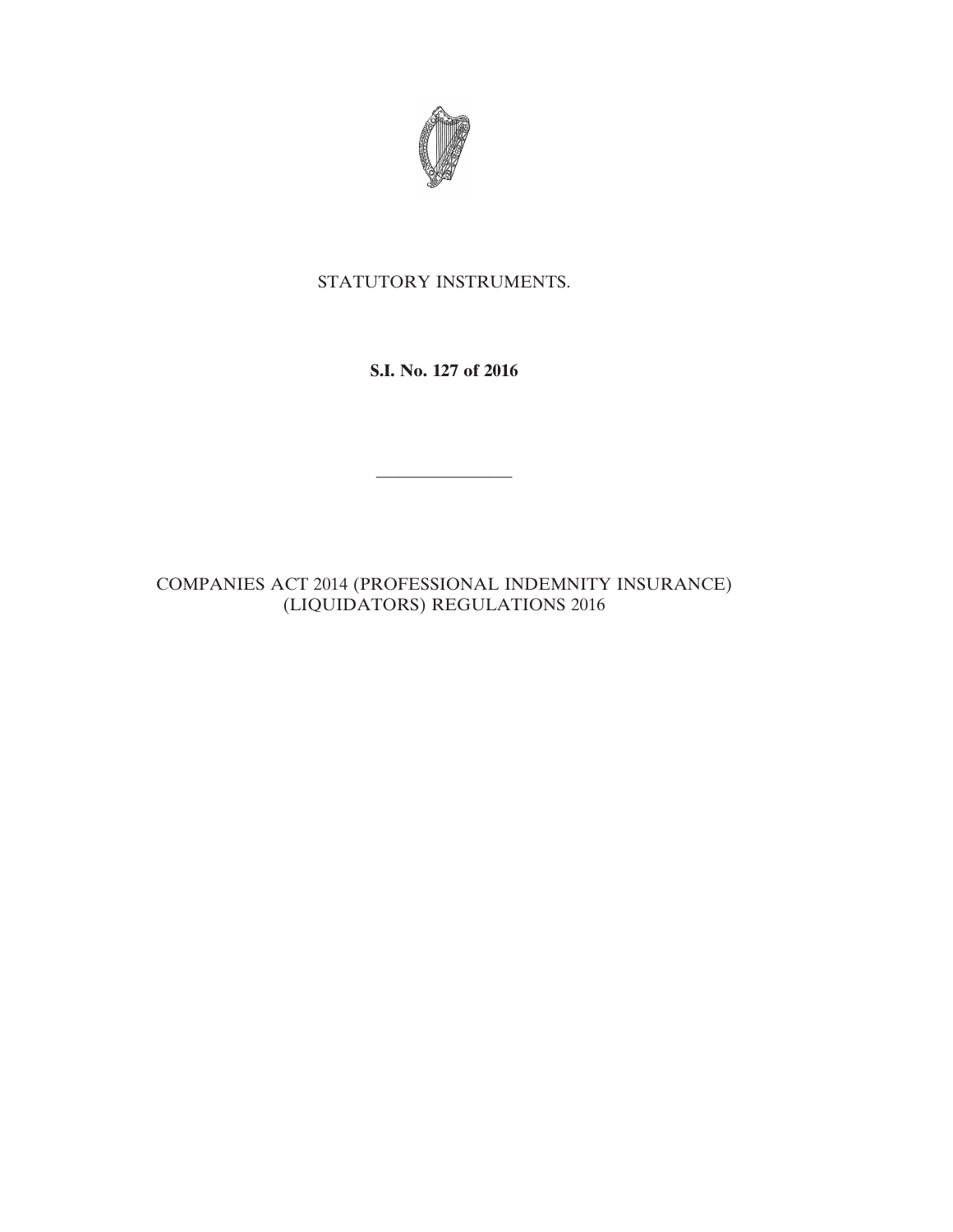STATUTORY INSTRUMENTS.

**S.I. No. 127 of 2016**

---

COMPANIES ACT 2014 (PROFESSIONAL INDEMNITY INSURANCE) (LIQUIDATORS) REGULATIONS 2016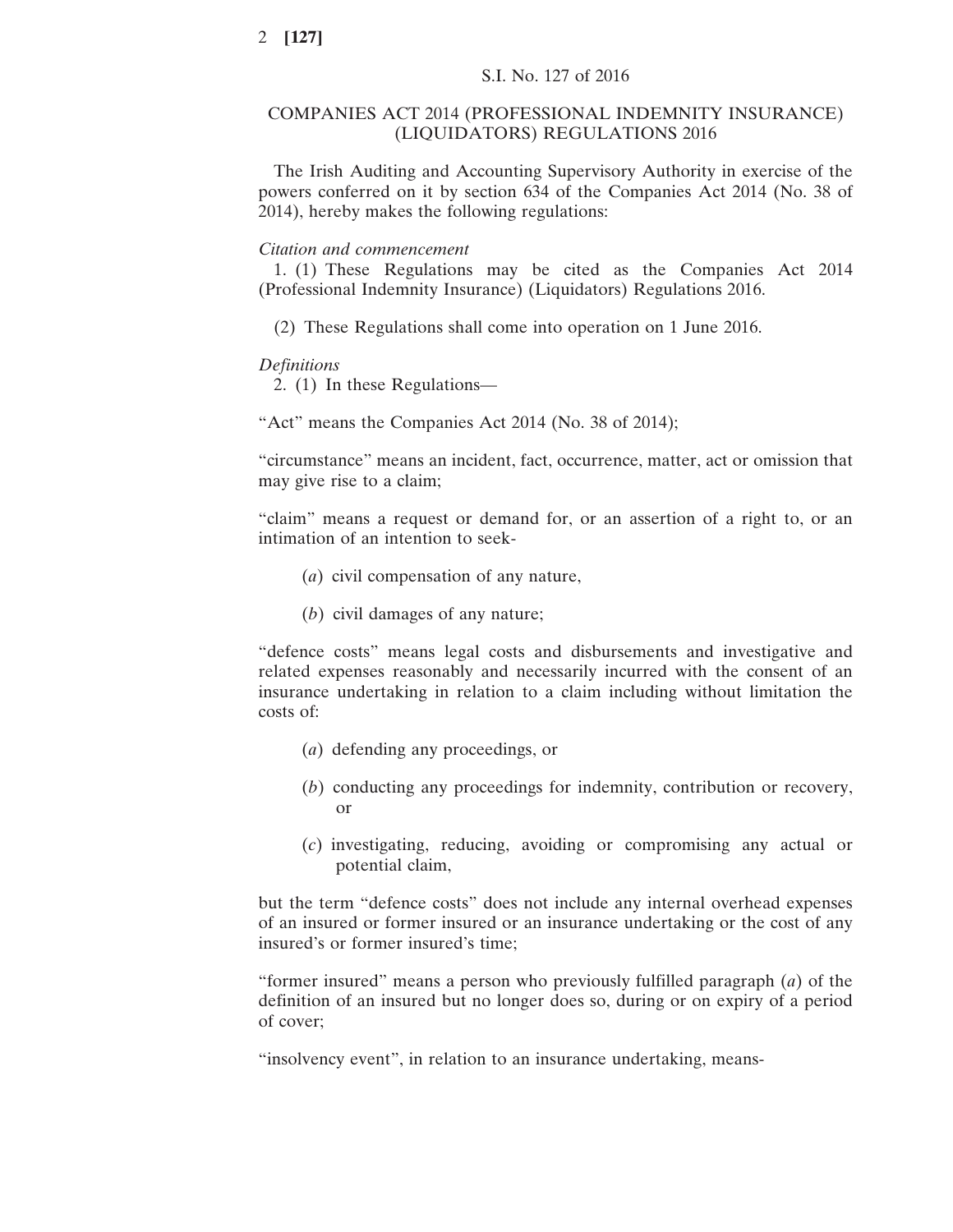S.I. No. 127 of 2016

# COMPANIES ACT 2014 (PROFESSIONAL INDEMNITY INSURANCE) (LIQUIDATORS) REGULATIONS 2016

The Irish Auditing and Accounting Supervisory Authority in exercise of the powers conferred on it by section 634 of the Companies Act 2014 (No. 38 of 2014), hereby makes the following regulations:

*Citation and commencement*

1. (1) These Regulations may be cited as the Companies Act 2014 (Professional Indemnity Insurance) (Liquidators) Regulations 2016.

(2) These Regulations shall come into operation on 1 June 2016.

*Definitions*

2. (1) In these Regulations—

"Act" means the Companies Act 2014 (No. 38 of 2014);

"circumstance" means an incident, fact, occurrence, matter, act or omission that may give rise to a claim;

"claim" means a request or demand for, or an assertion of a right to, or an intimation of an intention to seek-

(*a*) civil compensation of any nature,

(*b*) civil damages of any nature;

"defence costs" means legal costs and disbursements and investigative and related expenses reasonably and necessarily incurred with the consent of an insurance undertaking in relation to a claim including without limitation the costs of:

(*a*) defending any proceedings, or

(*b*) conducting any proceedings for indemnity, contribution or recovery, or

(*c*) investigating, reducing, avoiding or compromising any actual or potential claim,

but the term "defence costs" does not include any internal overhead expenses of an insured or former insured or an insurance undertaking or the cost of any insured's or former insured's time;

"former insured" means a person who previously fulfilled paragraph (*a*) of the definition of an insured but no longer does so, during or on expiry of a period of cover;

"insolvency event", in relation to an insurance undertaking, means-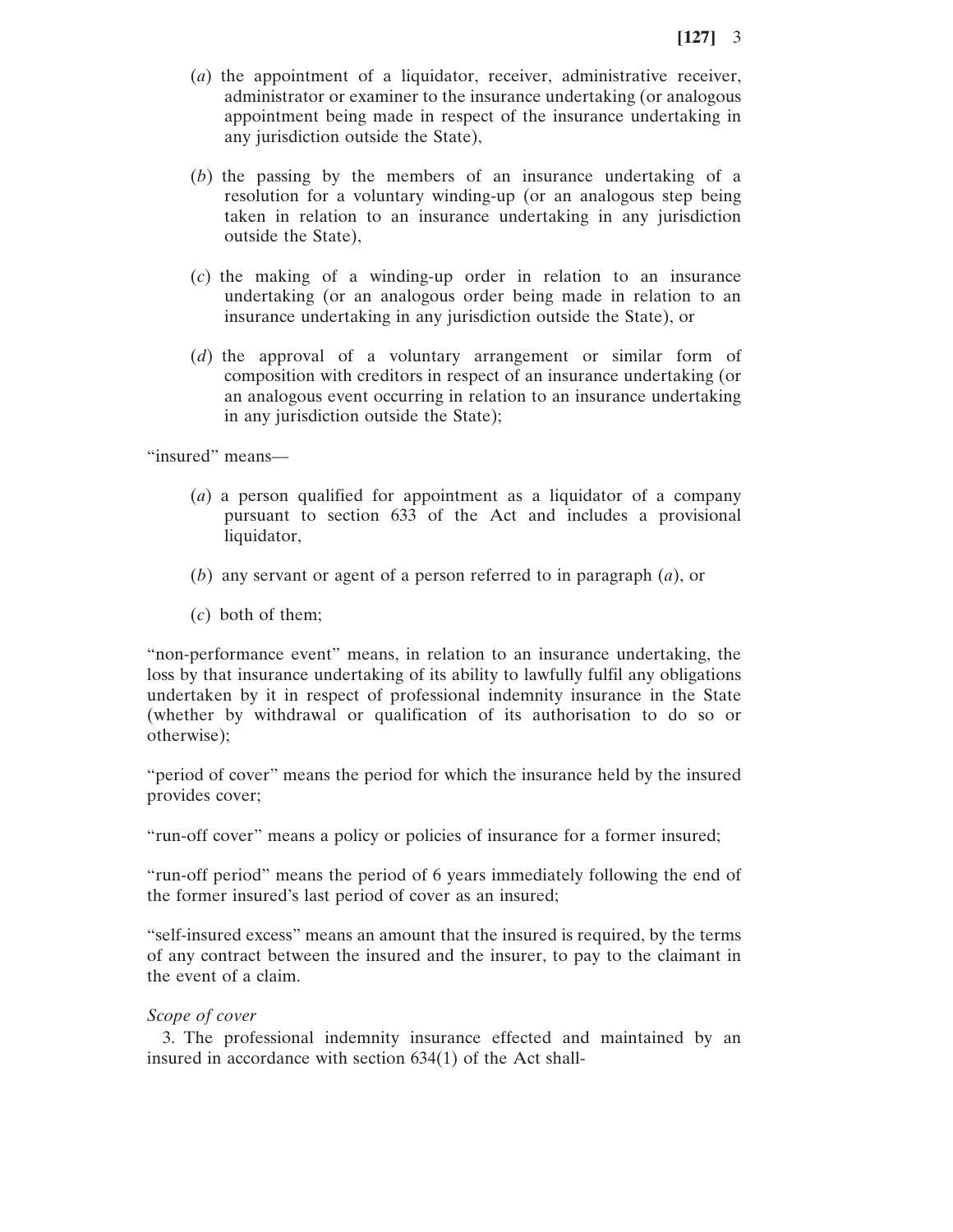(*a*) the appointment of a liquidator, receiver, administrative receiver, administrator or examiner to the insurance undertaking (or analogous appointment being made in respect of the insurance undertaking in any jurisdiction outside the State),

(*b*) the passing by the members of an insurance undertaking of a resolution for a voluntary winding-up (or an analogous step being taken in relation to an insurance undertaking in any jurisdiction outside the State),

(*c*) the making of a winding-up order in relation to an insurance undertaking (or an analogous order being made in relation to an insurance undertaking in any jurisdiction outside the State), or

(*d*) the approval of a voluntary arrangement or similar form of composition with creditors in respect of an insurance undertaking (or an analogous event occurring in relation to an insurance undertaking in any jurisdiction outside the State);

"insured" means—

(*a*) a person qualified for appointment as a liquidator of a company pursuant to section 633 of the Act and includes a provisional liquidator,

(*b*) any servant or agent of a person referred to in paragraph (*a*), or

(*c*) both of them;

"non-performance event" means, in relation to an insurance undertaking, the loss by that insurance undertaking of its ability to lawfully fulfil any obligations undertaken by it in respect of professional indemnity insurance in the State (whether by withdrawal or qualification of its authorisation to do so or otherwise);

"period of cover" means the period for which the insurance held by the insured provides cover;

"run-off cover" means a policy or policies of insurance for a former insured;

"run-off period" means the period of 6 years immediately following the end of the former insured's last period of cover as an insured;

"self-insured excess" means an amount that the insured is required, by the terms of any contract between the insured and the insurer, to pay to the claimant in the event of a claim.

*Scope of cover*

3. The professional indemnity insurance effected and maintained by an insured in accordance with section 634(1) of the Act shall-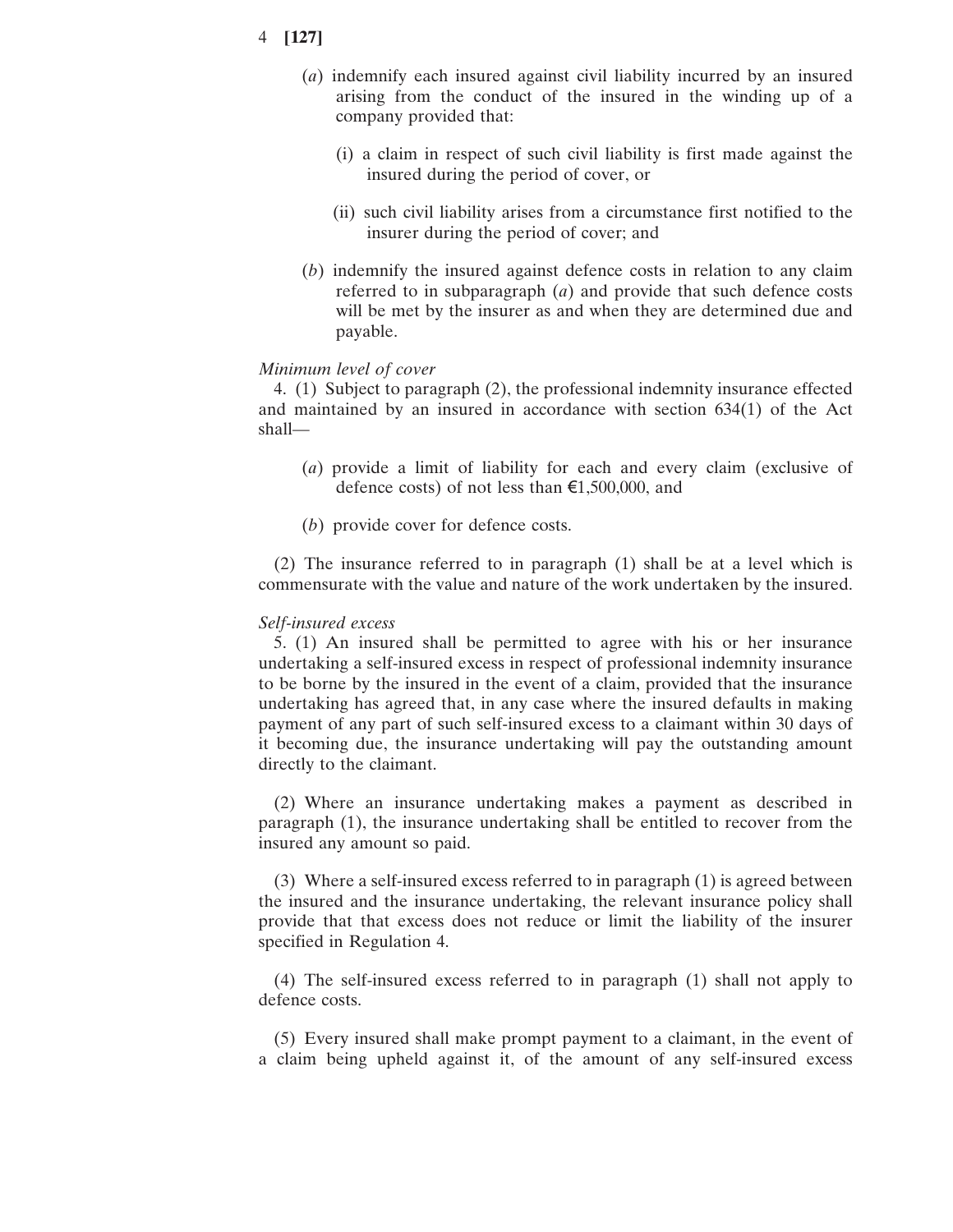(*a*) indemnify each insured against civil liability incurred by an insured arising from the conduct of the insured in the winding up of a company provided that:

(i) a claim in respect of such civil liability is first made against the insured during the period of cover, or

(ii) such civil liability arises from a circumstance first notified to the insurer during the period of cover; and

(*b*) indemnify the insured against defence costs in relation to any claim referred to in subparagraph (*a*) and provide that such defence costs will be met by the insurer as and when they are determined due and payable.

*Minimum level of cover*

4. (1) Subject to paragraph (2), the professional indemnity insurance effected and maintained by an insured in accordance with section 634(1) of the Act shall—

(*a*) provide a limit of liability for each and every claim (exclusive of defence costs) of not less than €1,500,000, and

(*b*) provide cover for defence costs.

(2) The insurance referred to in paragraph (1) shall be at a level which is commensurate with the value and nature of the work undertaken by the insured.

*Self-insured excess*

5. (1) An insured shall be permitted to agree with his or her insurance undertaking a self-insured excess in respect of professional indemnity insurance to be borne by the insured in the event of a claim, provided that the insurance undertaking has agreed that, in any case where the insured defaults in making payment of any part of such self-insured excess to a claimant within 30 days of it becoming due, the insurance undertaking will pay the outstanding amount directly to the claimant.

(2) Where an insurance undertaking makes a payment as described in paragraph (1), the insurance undertaking shall be entitled to recover from the insured any amount so paid.

(3) Where a self-insured excess referred to in paragraph (1) is agreed between the insured and the insurance undertaking, the relevant insurance policy shall provide that that excess does not reduce or limit the liability of the insurer specified in Regulation 4.

(4) The self-insured excess referred to in paragraph (1) shall not apply to defence costs.

(5) Every insured shall make prompt payment to a claimant, in the event of a claim being upheld against it, of the amount of any self-insured excess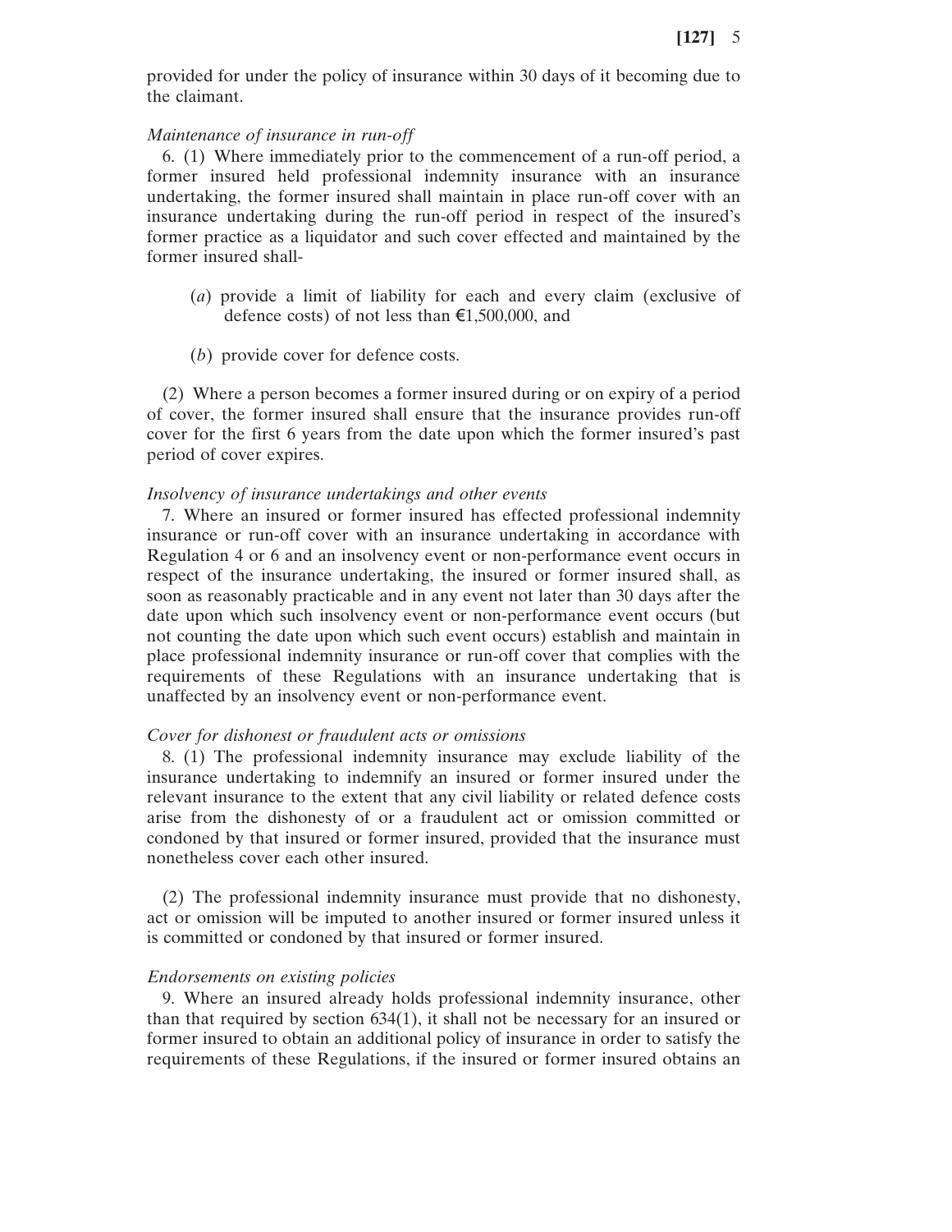provided for under the policy of insurance within 30 days of it becoming due to the claimant.

*Maintenance of insurance in run-off*

6. (1) Where immediately prior to the commencement of a run-off period, a former insured held professional indemnity insurance with an insurance undertaking, the former insured shall maintain in place run-off cover with an insurance undertaking during the run-off period in respect of the insured's former practice as a liquidator and such cover effected and maintained by the former insured shall-

(*a*) provide a limit of liability for each and every claim (exclusive of defence costs) of not less than €1,500,000, and

(*b*) provide cover for defence costs.

(2) Where a person becomes a former insured during or on expiry of a period of cover, the former insured shall ensure that the insurance provides run-off cover for the first 6 years from the date upon which the former insured's past period of cover expires.

*Insolvency of insurance undertakings and other events*

7. Where an insured or former insured has effected professional indemnity insurance or run-off cover with an insurance undertaking in accordance with Regulation 4 or 6 and an insolvency event or non-performance event occurs in respect of the insurance undertaking, the insured or former insured shall, as soon as reasonably practicable and in any event not later than 30 days after the date upon which such insolvency event or non-performance event occurs (but not counting the date upon which such event occurs) establish and maintain in place professional indemnity insurance or run-off cover that complies with the requirements of these Regulations with an insurance undertaking that is unaffected by an insolvency event or non-performance event.

*Cover for dishonest or fraudulent acts or omissions*

8. (1) The professional indemnity insurance may exclude liability of the insurance undertaking to indemnify an insured or former insured under the relevant insurance to the extent that any civil liability or related defence costs arise from the dishonesty of or a fraudulent act or omission committed or condoned by that insured or former insured, provided that the insurance must nonetheless cover each other insured.

(2) The professional indemnity insurance must provide that no dishonesty, act or omission will be imputed to another insured or former insured unless it is committed or condoned by that insured or former insured.

*Endorsements on existing policies*

9. Where an insured already holds professional indemnity insurance, other than that required by section 634(1), it shall not be necessary for an insured or former insured to obtain an additional policy of insurance in order to satisfy the requirements of these Regulations, if the insured or former insured obtains an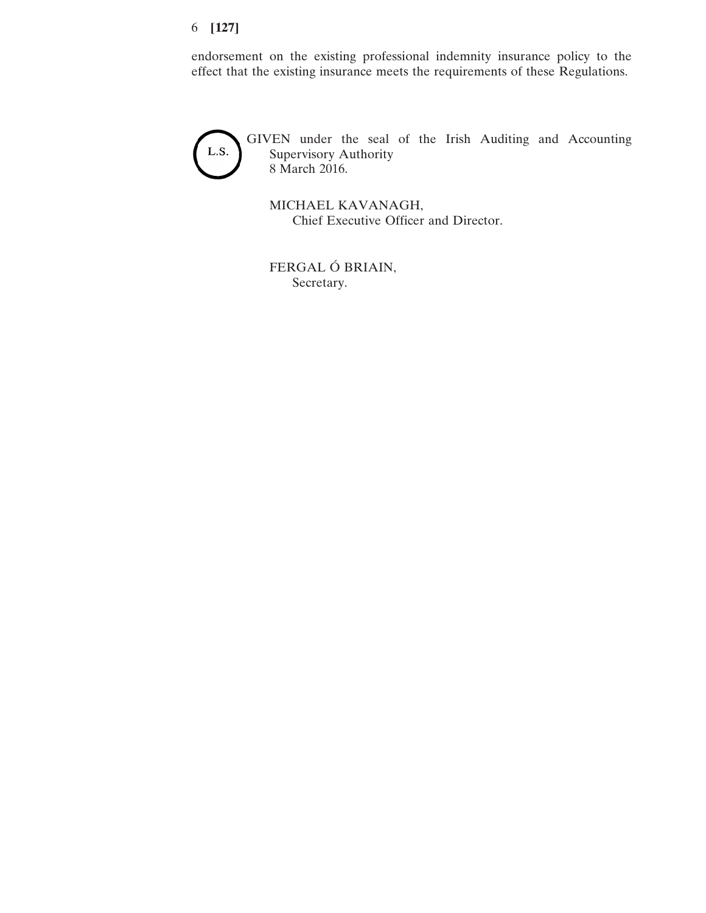endorsement on the existing professional indemnity insurance policy to the effect that the existing insurance meets the requirements of these Regulations.

L.S.

GIVEN under the seal of the Irish Auditing and Accounting Supervisory Authority
8 March 2016.

MICHAEL KAVANAGH,
Chief Executive Officer and Director.

FERGAL Ó BRIAIN,
Secretary.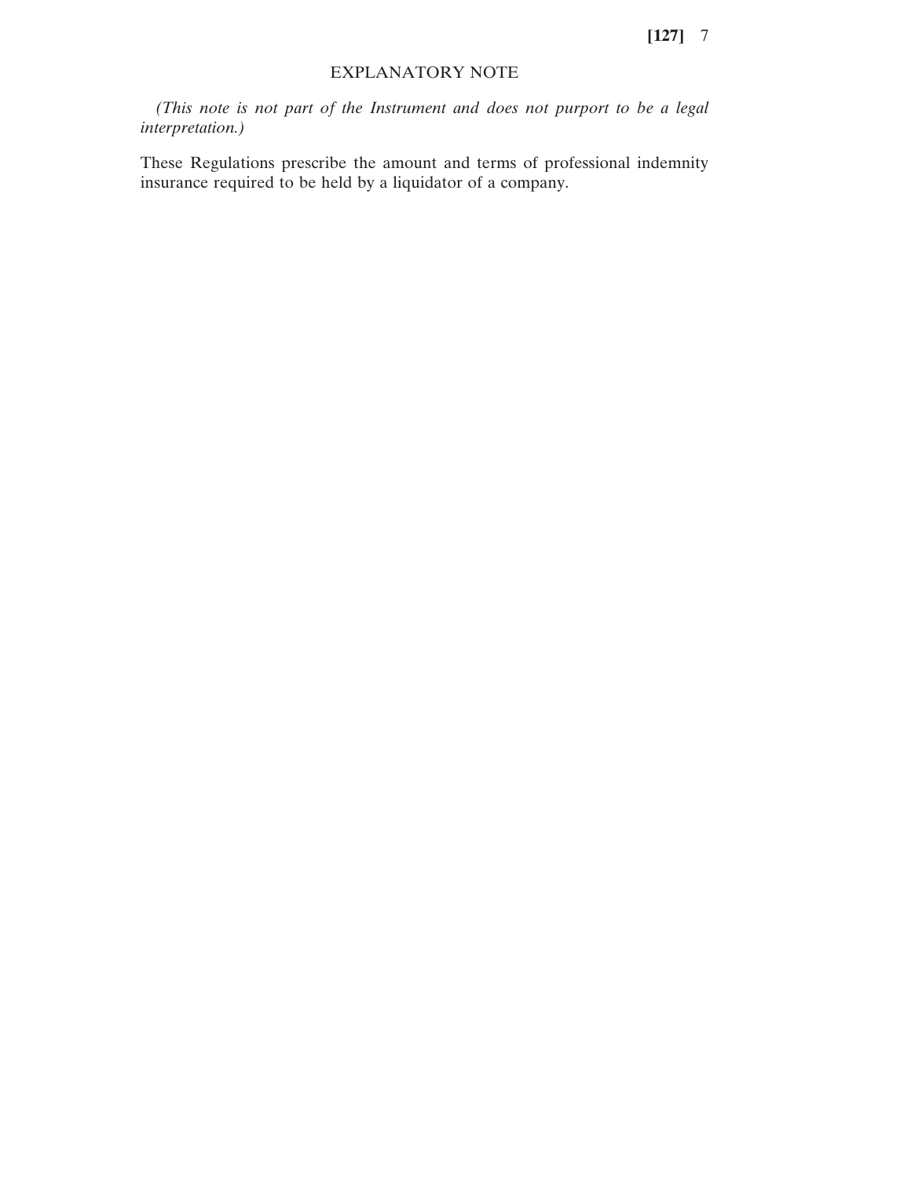## EXPLANATORY NOTE

*(This note is not part of the Instrument and does not purport to be a legal interpretation.)*

These Regulations prescribe the amount and terms of professional indemnity insurance required to be held by a liquidator of a company.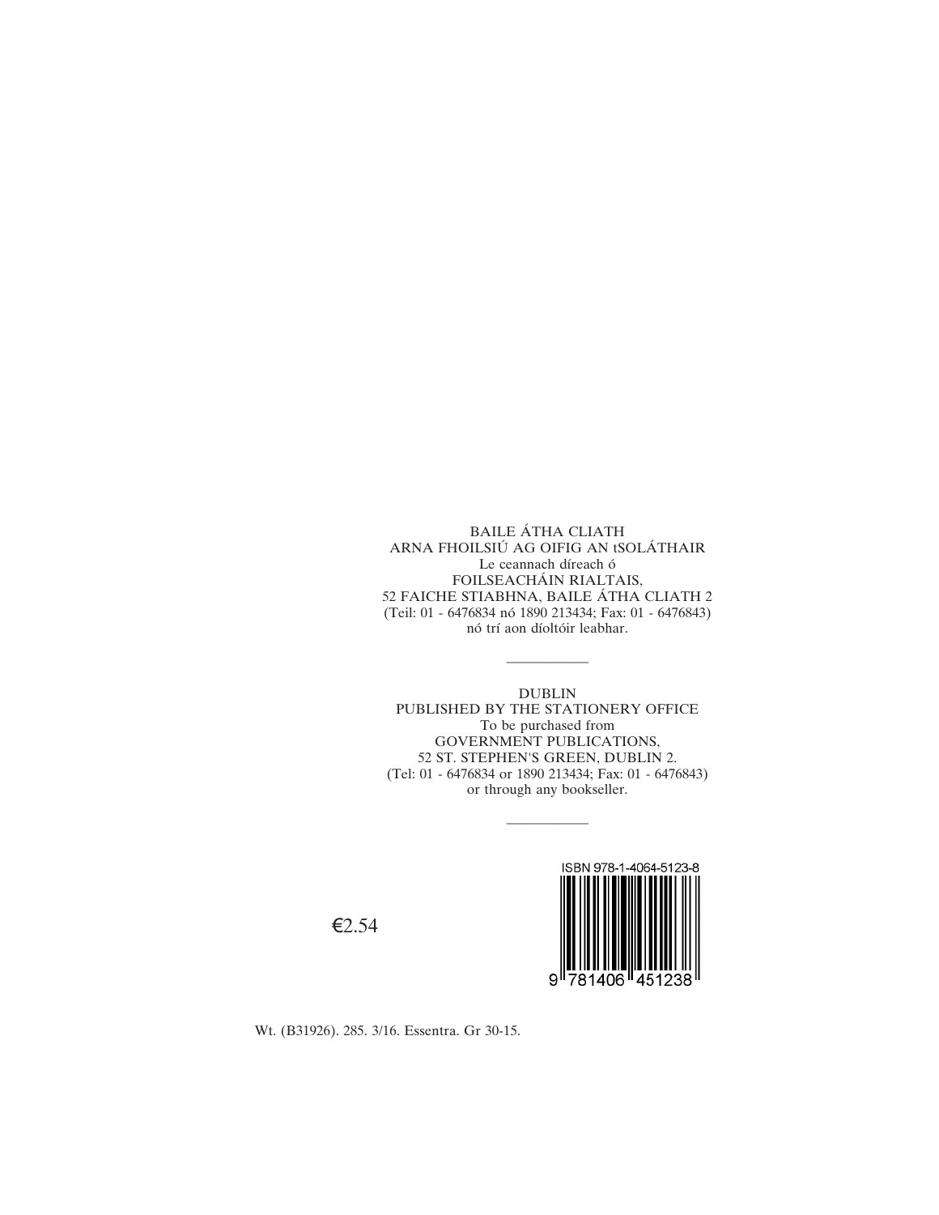BAILE ÁTHA CLIATH
ARNA FHOILSIÚ AG OIFIG AN tSOLÁTHAIR
Le ceannach díreach ó
FOILSEACHÁIN RIALTAIS,
52 FAICHE STIABHNA, BAILE ÁTHA CLIATH 2
(Teil: 01 - 6476834 nó 1890 213434; Fax: 01 - 6476843)
nó trí aon díoltóir leabhar.

---

DUBLIN
PUBLISHED BY THE STATIONERY OFFICE
To be purchased from
GOVERNMENT PUBLICATIONS,
52 ST. STEPHEN'S GREEN, DUBLIN 2.
(Tel: 01 - 6476834 or 1890 213434; Fax: 01 - 6476843)
or through any bookseller.

---

ISBN 978-1-4064-5123-8

9 781406 451238

€2.54

Wt. (B31926). 285. 3/16. Essentra. Gr 30-15.